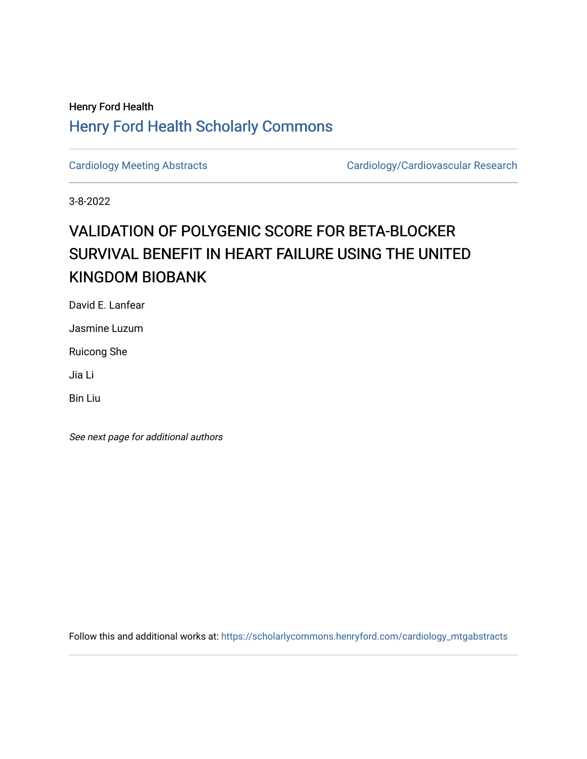Henry Ford Health

# Henry Ford Health Scholarly Commons

Cardiology Meeting Abstracts

Cardiology/Cardiovascular Research

3-8-2022

# VALIDATION OF POLYGENIC SCORE FOR BETA-BLOCKER SURVIVAL BENEFIT IN HEART FAILURE USING THE UNITED KINGDOM BIOBANK

David E. Lanfear

Jasmine Luzum

Ruicong She

Jia Li

Bin Liu

*See next page for additional authors*

Follow this and additional works at: https://scholarlycommons.henryford.com/cardiology_mtgabstracts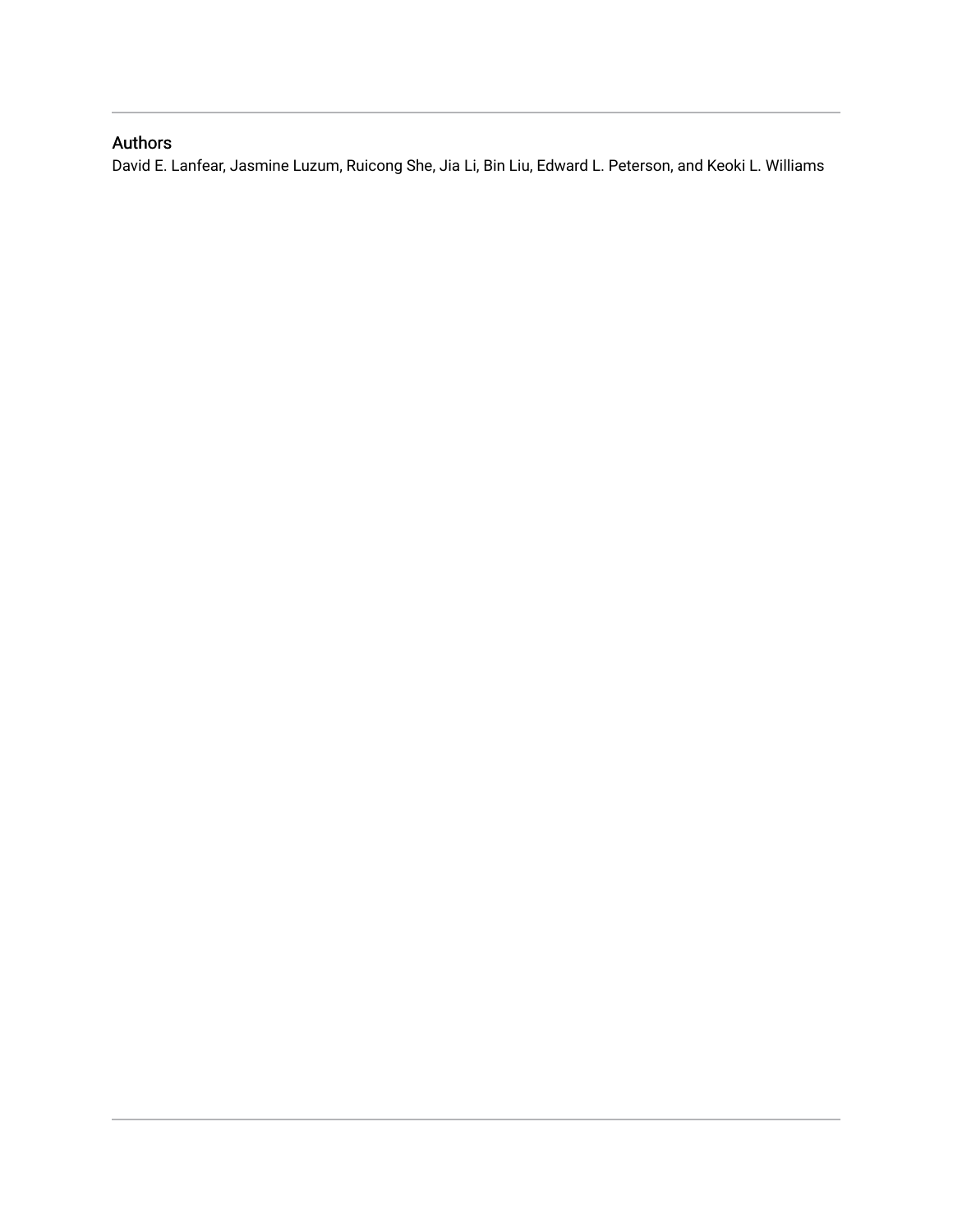## Authors

David E. Lanfear, Jasmine Luzum, Ruicong She, Jia Li, Bin Liu, Edward L. Peterson, and Keoki L. Williams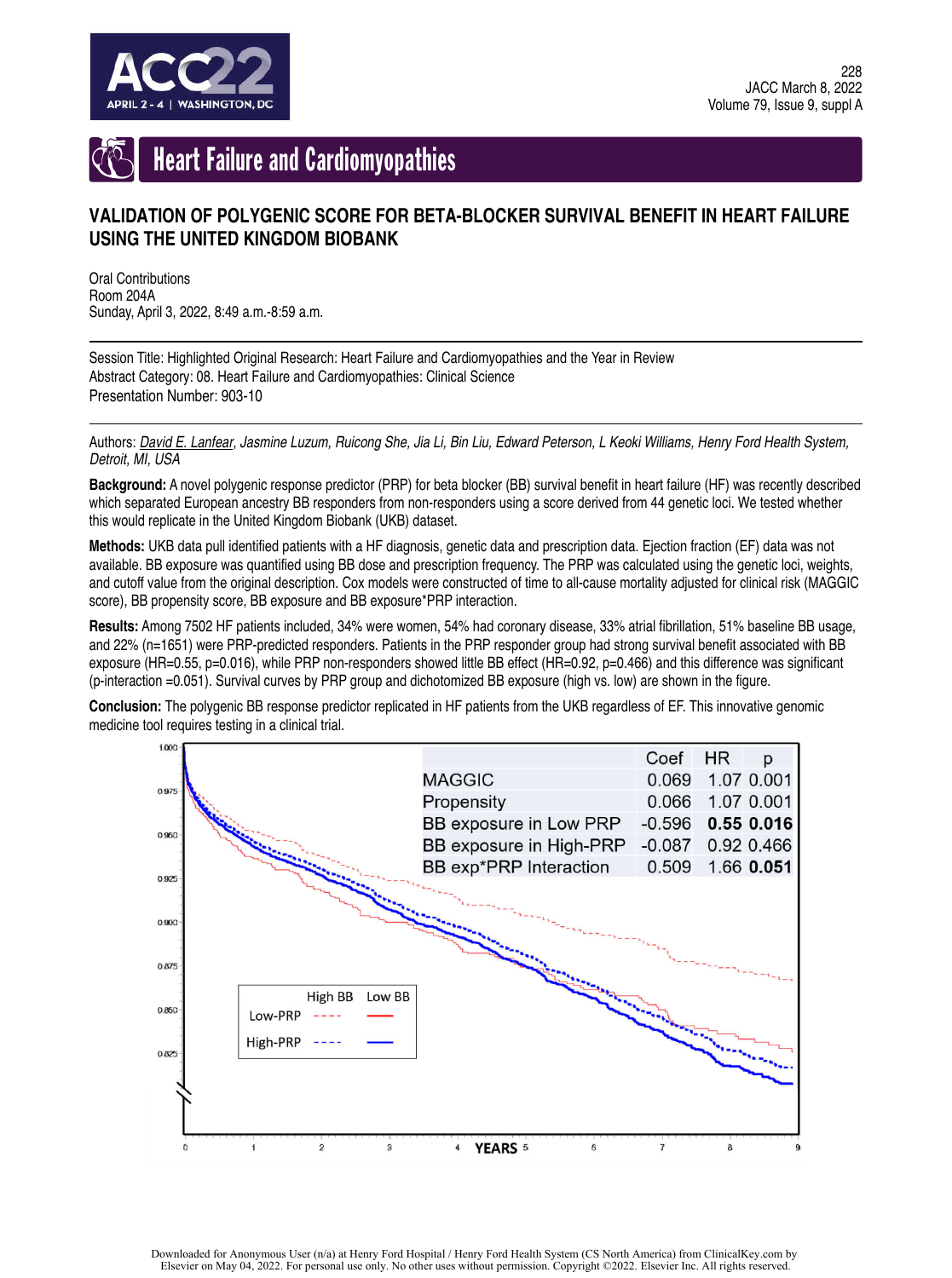# Heart Failure and Cardiomyopathies

## VALIDATION OF POLYGENIC SCORE FOR BETA-BLOCKER SURVIVAL BENEFIT IN HEART FAILURE USING THE UNITED KINGDOM BIOBANK

Oral Contributions
Room 204A
Sunday, April 3, 2022, 8:49 a.m.-8:59 a.m.

Session Title: Highlighted Original Research: Heart Failure and Cardiomyopathies and the Year in Review
Abstract Category: 08. Heart Failure and Cardiomyopathies: Clinical Science
Presentation Number: 903-10

Authors: *David E. Lanfear, Jasmine Luzum, Ruicong She, Jia Li, Bin Liu, Edward Peterson, L Keoki Williams, Henry Ford Health System, Detroit, MI, USA*

**Background:** A novel polygenic response predictor (PRP) for beta blocker (BB) survival benefit in heart failure (HF) was recently described which separated European ancestry BB responders from non-responders using a score derived from 44 genetic loci. We tested whether this would replicate in the United Kingdom Biobank (UKB) dataset.

**Methods:** UKB data pull identified patients with a HF diagnosis, genetic data and prescription data. Ejection fraction (EF) data was not available. BB exposure was quantified using BB dose and prescription frequency. The PRP was calculated using the genetic loci, weights, and cutoff value from the original description. Cox models were constructed of time to all-cause mortality adjusted for clinical risk (MAGGIC score), BB propensity score, BB exposure and BB exposure*PRP interaction.

**Results:** Among 7502 HF patients included, 34% were women, 54% had coronary disease, 33% atrial fibrillation, 51% baseline BB usage, and 22% (n=1651) were PRP-predicted responders. Patients in the PRP responder group had strong survival benefit associated with BB exposure (HR=0.55, p=0.016), while PRP non-responders showed little BB effect (HR=0.92, p=0.466) and this difference was significant (p-interaction =0.051). Survival curves by PRP group and dichotomized BB exposure (high vs. low) are shown in the figure.

**Conclusion:** The polygenic BB response predictor replicated in HF patients from the UKB regardless of EF. This innovative genomic medicine tool requires testing in a clinical trial.

| | Coef | HR | p |
|---|---|---|---|
| MAGGIC | 0.069 | 1.07 | 0.001 |
| Propensity | 0.066 | 1.07 | 0.001 |
| BB exposure in Low PRP | -0.596 | **0.55** | **0.016** |
| BB exposure in High-PRP | -0.087 | 0.92 | 0.466 |
| BB exp*PRP Interaction | 0.509 | 1.66 | **0.051** |

1.000
0.975
0.950
0.925
0.900
0.875
0.850
0.825

High BB Low BB
Low-PRP
High-PRP

0 1 2 3 4 YEARS 5 6 7 8 9